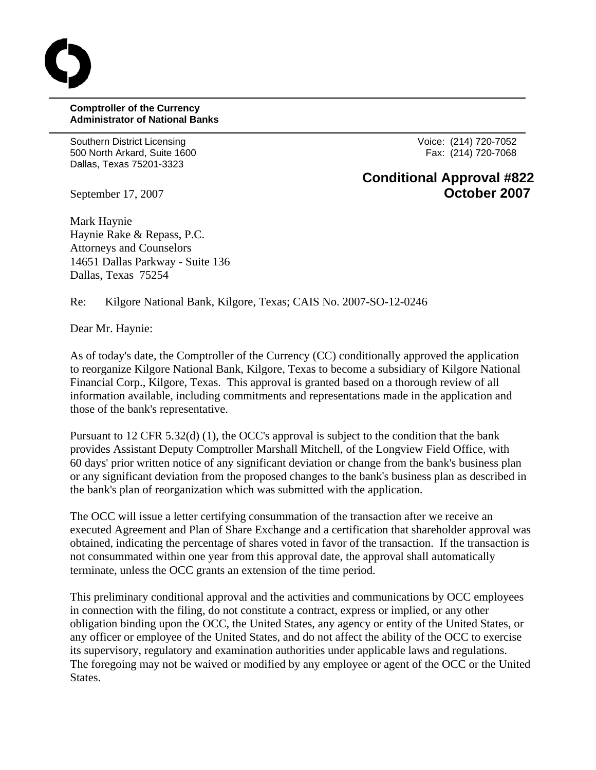**Comptroller of the Currency**
**Administrator of National Banks**

Southern District Licensing
500 North Arkard, Suite 1600
Dallas, Texas 75201-3323

Voice: (214) 720-7052
Fax: (214) 720-7068

**Conditional Approval #822**
**October 2007**

September 17, 2007

Mark Haynie
Haynie Rake & Repass, P.C.
Attorneys and Counselors
14651 Dallas Parkway - Suite 136
Dallas, Texas 75254

Re: Kilgore National Bank, Kilgore, Texas; CAIS No. 2007-SO-12-0246

Dear Mr. Haynie:

As of today's date, the Comptroller of the Currency (CC) conditionally approved the application to reorganize Kilgore National Bank, Kilgore, Texas to become a subsidiary of Kilgore National Financial Corp., Kilgore, Texas. This approval is granted based on a thorough review of all information available, including commitments and representations made in the application and those of the bank's representative.

Pursuant to 12 CFR 5.32(d) (1), the OCC's approval is subject to the condition that the bank provides Assistant Deputy Comptroller Marshall Mitchell, of the Longview Field Office, with 60 days' prior written notice of any significant deviation or change from the bank's business plan or any significant deviation from the proposed changes to the bank's business plan as described in the bank's plan of reorganization which was submitted with the application.

The OCC will issue a letter certifying consummation of the transaction after we receive an executed Agreement and Plan of Share Exchange and a certification that shareholder approval was obtained, indicating the percentage of shares voted in favor of the transaction. If the transaction is not consummated within one year from this approval date, the approval shall automatically terminate, unless the OCC grants an extension of the time period.

This preliminary conditional approval and the activities and communications by OCC employees in connection with the filing, do not constitute a contract, express or implied, or any other obligation binding upon the OCC, the United States, any agency or entity of the United States, or any officer or employee of the United States, and do not affect the ability of the OCC to exercise its supervisory, regulatory and examination authorities under applicable laws and regulations. The foregoing may not be waived or modified by any employee or agent of the OCC or the United States.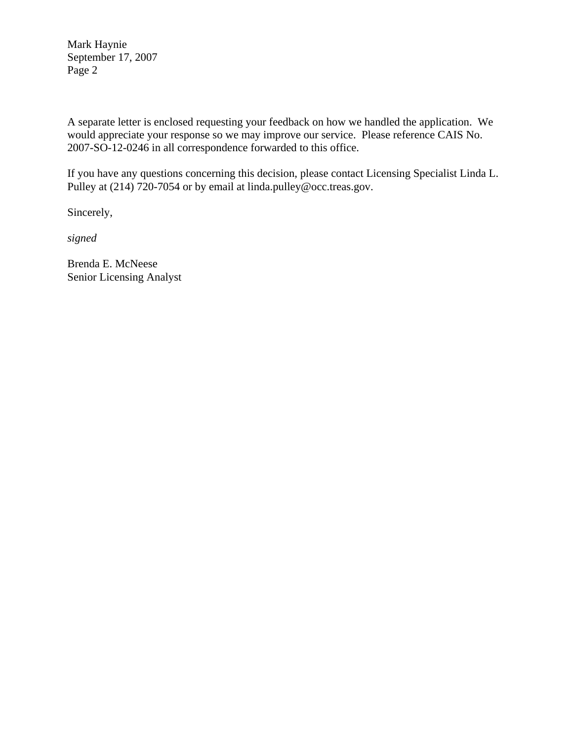A separate letter is enclosed requesting your feedback on how we handled the application. We would appreciate your response so we may improve our service. Please reference CAIS No. 2007-SO-12-0246 in all correspondence forwarded to this office.

If you have any questions concerning this decision, please contact Licensing Specialist Linda L. Pulley at (214) 720-7054 or by email at linda.pulley@occ.treas.gov.

Sincerely,

*signed*

Brenda E. McNeese
Senior Licensing Analyst